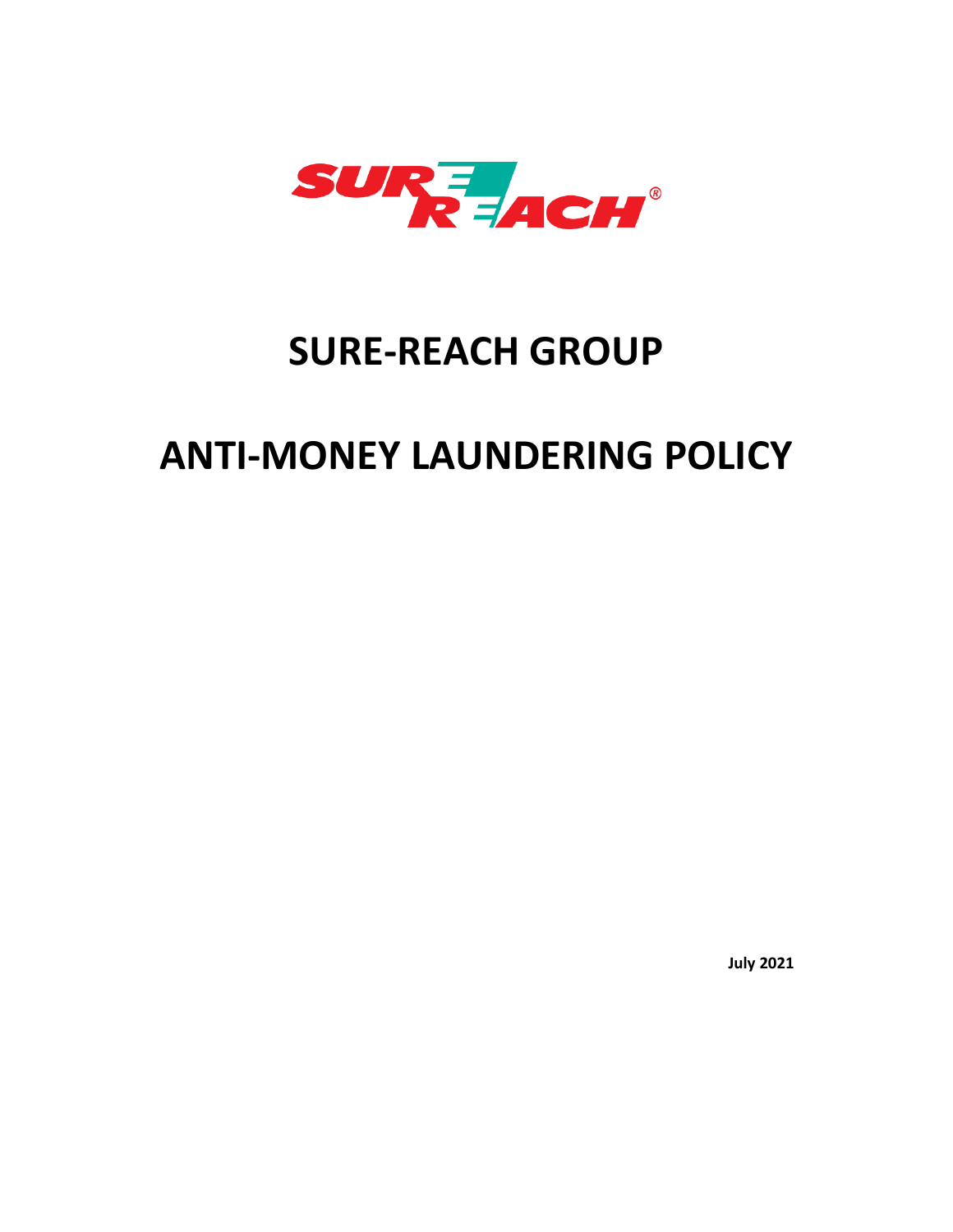# SURE-REACH GROUP

# ANTI-MONEY LAUNDERING POLICY

**July 2021**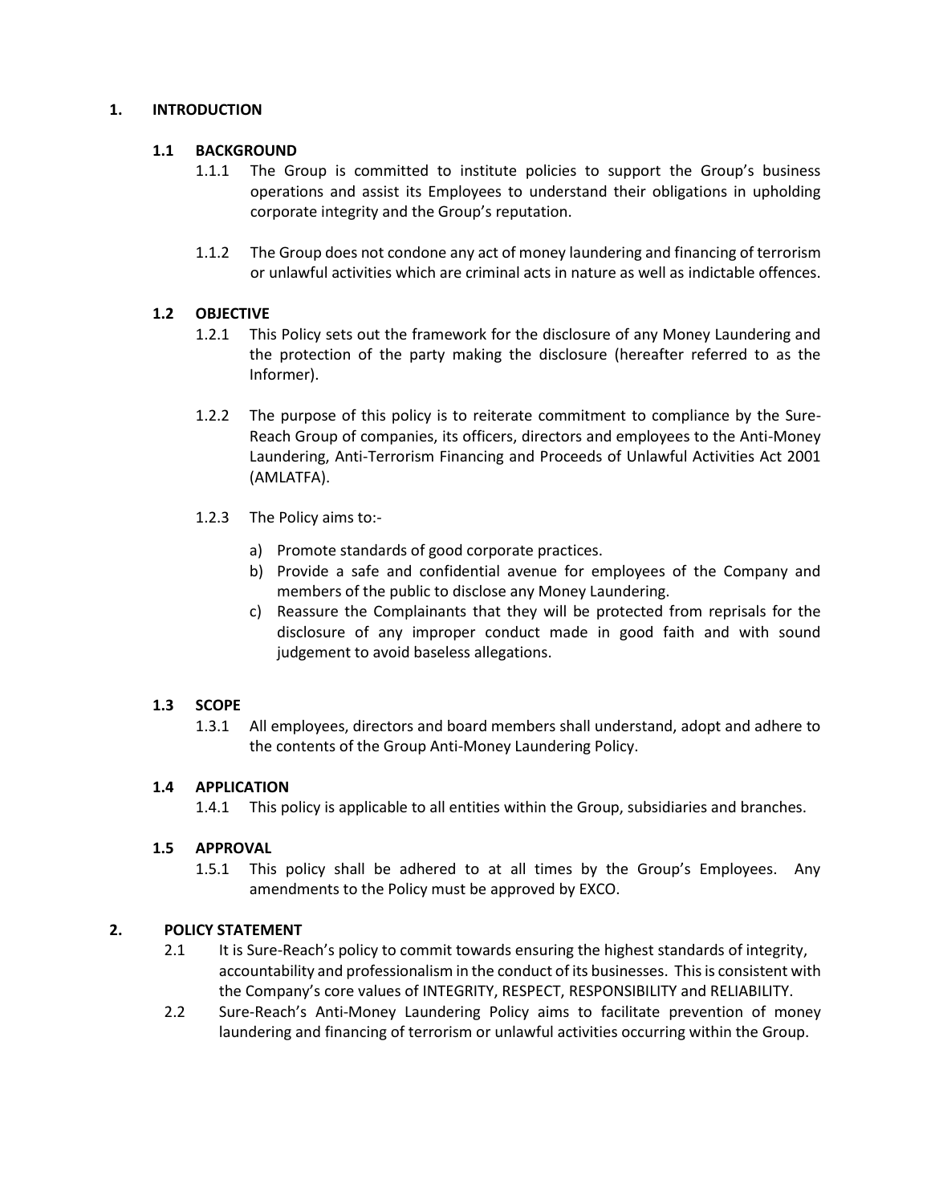## 1. INTRODUCTION

### 1.1 BACKGROUND

1.1.1 The Group is committed to institute policies to support the Group's business operations and assist its Employees to understand their obligations in upholding corporate integrity and the Group's reputation.

1.1.2 The Group does not condone any act of money laundering and financing of terrorism or unlawful activities which are criminal acts in nature as well as indictable offences.

### 1.2 OBJECTIVE

1.2.1 This Policy sets out the framework for the disclosure of any Money Laundering and the protection of the party making the disclosure (hereafter referred to as the Informer).

1.2.2 The purpose of this policy is to reiterate commitment to compliance by the Sure-Reach Group of companies, its officers, directors and employees to the Anti-Money Laundering, Anti-Terrorism Financing and Proceeds of Unlawful Activities Act 2001 (AMLATFA).

1.2.3 The Policy aims to:-

a) Promote standards of good corporate practices.
b) Provide a safe and confidential avenue for employees of the Company and members of the public to disclose any Money Laundering.
c) Reassure the Complainants that they will be protected from reprisals for the disclosure of any improper conduct made in good faith and with sound judgement to avoid baseless allegations.

### 1.3 SCOPE

1.3.1 All employees, directors and board members shall understand, adopt and adhere to the contents of the Group Anti-Money Laundering Policy.

### 1.4 APPLICATION

1.4.1 This policy is applicable to all entities within the Group, subsidiaries and branches.

### 1.5 APPROVAL

1.5.1 This policy shall be adhered to at all times by the Group's Employees. Any amendments to the Policy must be approved by EXCO.

## 2. POLICY STATEMENT

2.1 It is Sure-Reach's policy to commit towards ensuring the highest standards of integrity, accountability and professionalism in the conduct of its businesses. This is consistent with the Company's core values of INTEGRITY, RESPECT, RESPONSIBILITY and RELIABILITY.

2.2 Sure-Reach's Anti-Money Laundering Policy aims to facilitate prevention of money laundering and financing of terrorism or unlawful activities occurring within the Group.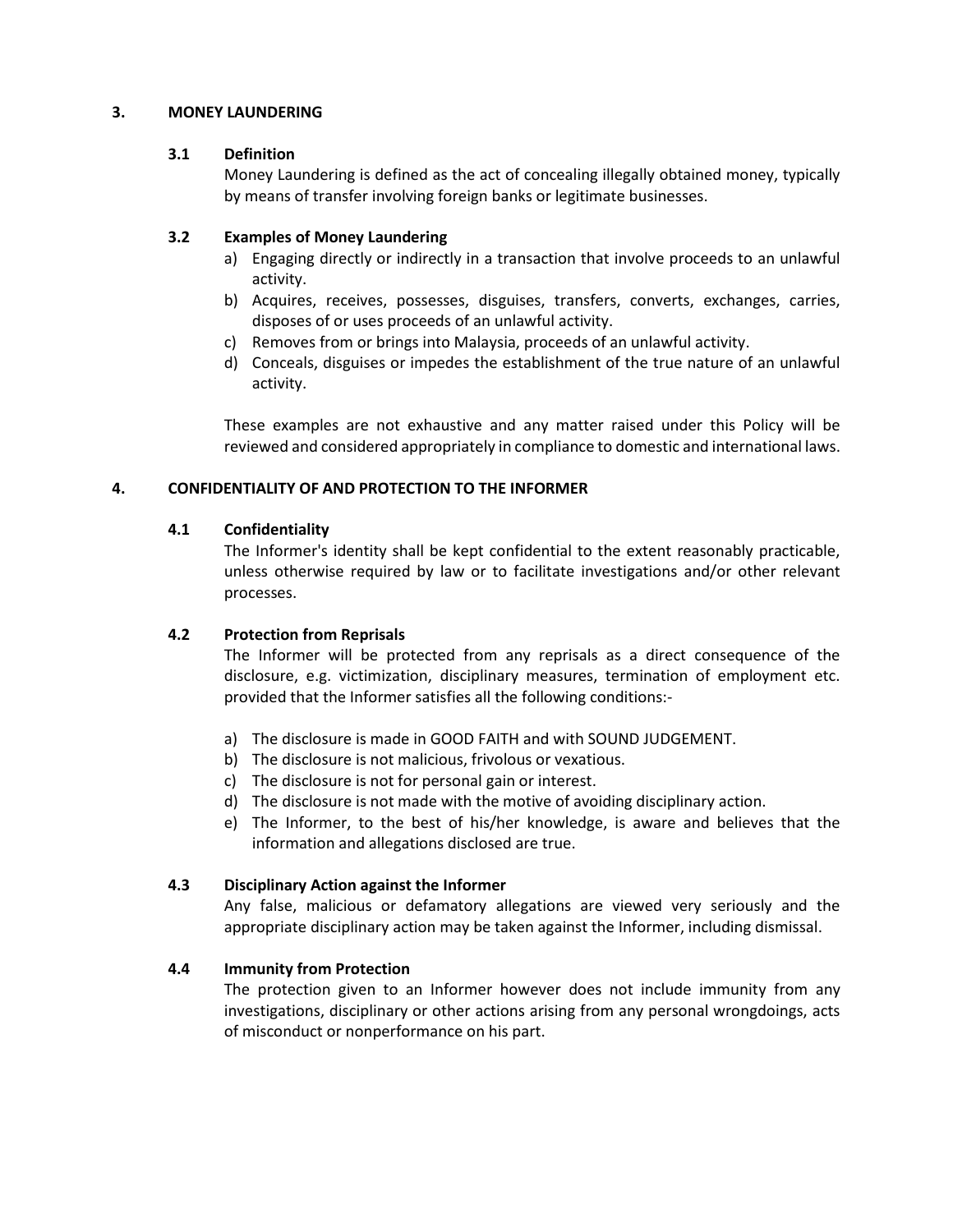## 3. MONEY LAUNDERING

### 3.1 Definition

Money Laundering is defined as the act of concealing illegally obtained money, typically by means of transfer involving foreign banks or legitimate businesses.

### 3.2 Examples of Money Laundering

a) Engaging directly or indirectly in a transaction that involve proceeds to an unlawful activity.
b) Acquires, receives, possesses, disguises, transfers, converts, exchanges, carries, disposes of or uses proceeds of an unlawful activity.
c) Removes from or brings into Malaysia, proceeds of an unlawful activity.
d) Conceals, disguises or impedes the establishment of the true nature of an unlawful activity.

These examples are not exhaustive and any matter raised under this Policy will be reviewed and considered appropriately in compliance to domestic and international laws.

## 4. CONFIDENTIALITY OF AND PROTECTION TO THE INFORMER

### 4.1 Confidentiality

The Informer's identity shall be kept confidential to the extent reasonably practicable, unless otherwise required by law or to facilitate investigations and/or other relevant processes.

### 4.2 Protection from Reprisals

The Informer will be protected from any reprisals as a direct consequence of the disclosure, e.g. victimization, disciplinary measures, termination of employment etc. provided that the Informer satisfies all the following conditions:-

a) The disclosure is made in GOOD FAITH and with SOUND JUDGEMENT.
b) The disclosure is not malicious, frivolous or vexatious.
c) The disclosure is not for personal gain or interest.
d) The disclosure is not made with the motive of avoiding disciplinary action.
e) The Informer, to the best of his/her knowledge, is aware and believes that the information and allegations disclosed are true.

### 4.3 Disciplinary Action against the Informer

Any false, malicious or defamatory allegations are viewed very seriously and the appropriate disciplinary action may be taken against the Informer, including dismissal.

### 4.4 Immunity from Protection

The protection given to an Informer however does not include immunity from any investigations, disciplinary or other actions arising from any personal wrongdoings, acts of misconduct or nonperformance on his part.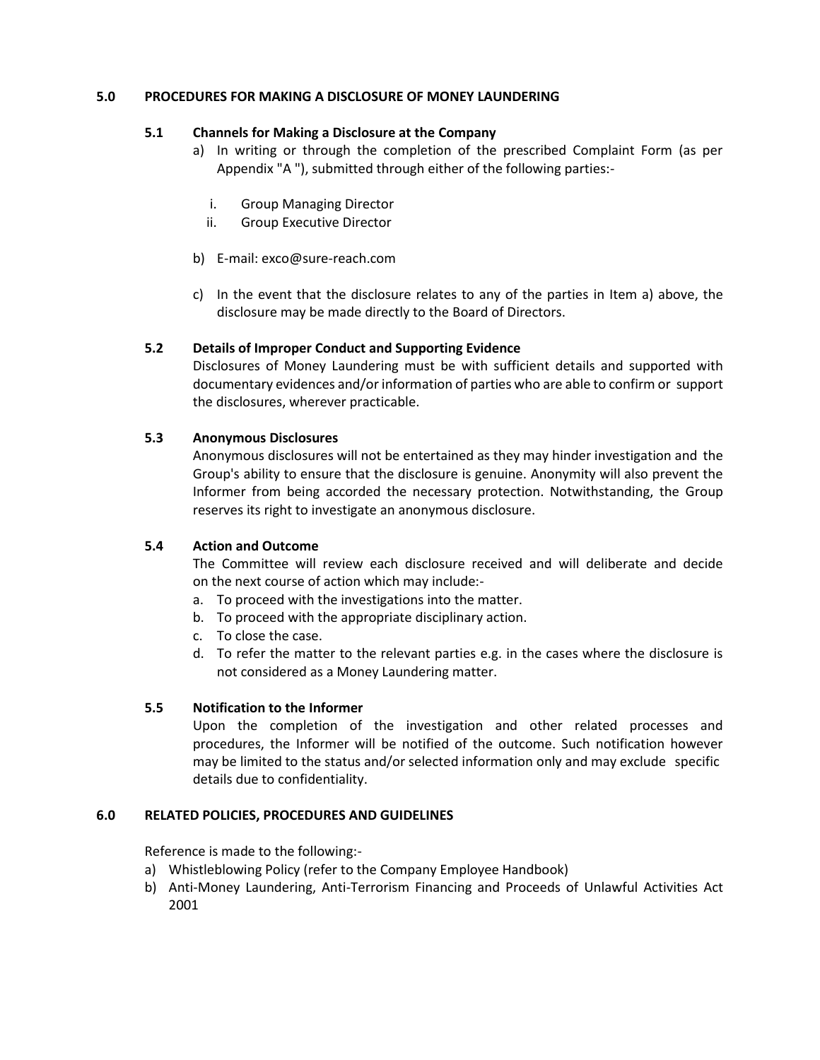## 5.0 PROCEDURES FOR MAKING A DISCLOSURE OF MONEY LAUNDERING

### 5.1 Channels for Making a Disclosure at the Company

a) In writing or through the completion of the prescribed Complaint Form (as per Appendix "A "), submitted through either of the following parties:-

   i. Group Managing Director
   ii. Group Executive Director

b) E-mail: exco@sure-reach.com

c) In the event that the disclosure relates to any of the parties in Item a) above, the disclosure may be made directly to the Board of Directors.

### 5.2 Details of Improper Conduct and Supporting Evidence

Disclosures of Money Laundering must be with sufficient details and supported with documentary evidences and/or information of parties who are able to confirm or support the disclosures, wherever practicable.

### 5.3 Anonymous Disclosures

Anonymous disclosures will not be entertained as they may hinder investigation and the Group's ability to ensure that the disclosure is genuine. Anonymity will also prevent the Informer from being accorded the necessary protection. Notwithstanding, the Group reserves its right to investigate an anonymous disclosure.

### 5.4 Action and Outcome

The Committee will review each disclosure received and will deliberate and decide on the next course of action which may include:-

a. To proceed with the investigations into the matter.
b. To proceed with the appropriate disciplinary action.
c. To close the case.
d. To refer the matter to the relevant parties e.g. in the cases where the disclosure is not considered as a Money Laundering matter.

### 5.5 Notification to the Informer

Upon the completion of the investigation and other related processes and procedures, the Informer will be notified of the outcome. Such notification however may be limited to the status and/or selected information only and may exclude specific details due to confidentiality.

## 6.0 RELATED POLICIES, PROCEDURES AND GUIDELINES

Reference is made to the following:-

a) Whistleblowing Policy (refer to the Company Employee Handbook)
b) Anti-Money Laundering, Anti-Terrorism Financing and Proceeds of Unlawful Activities Act 2001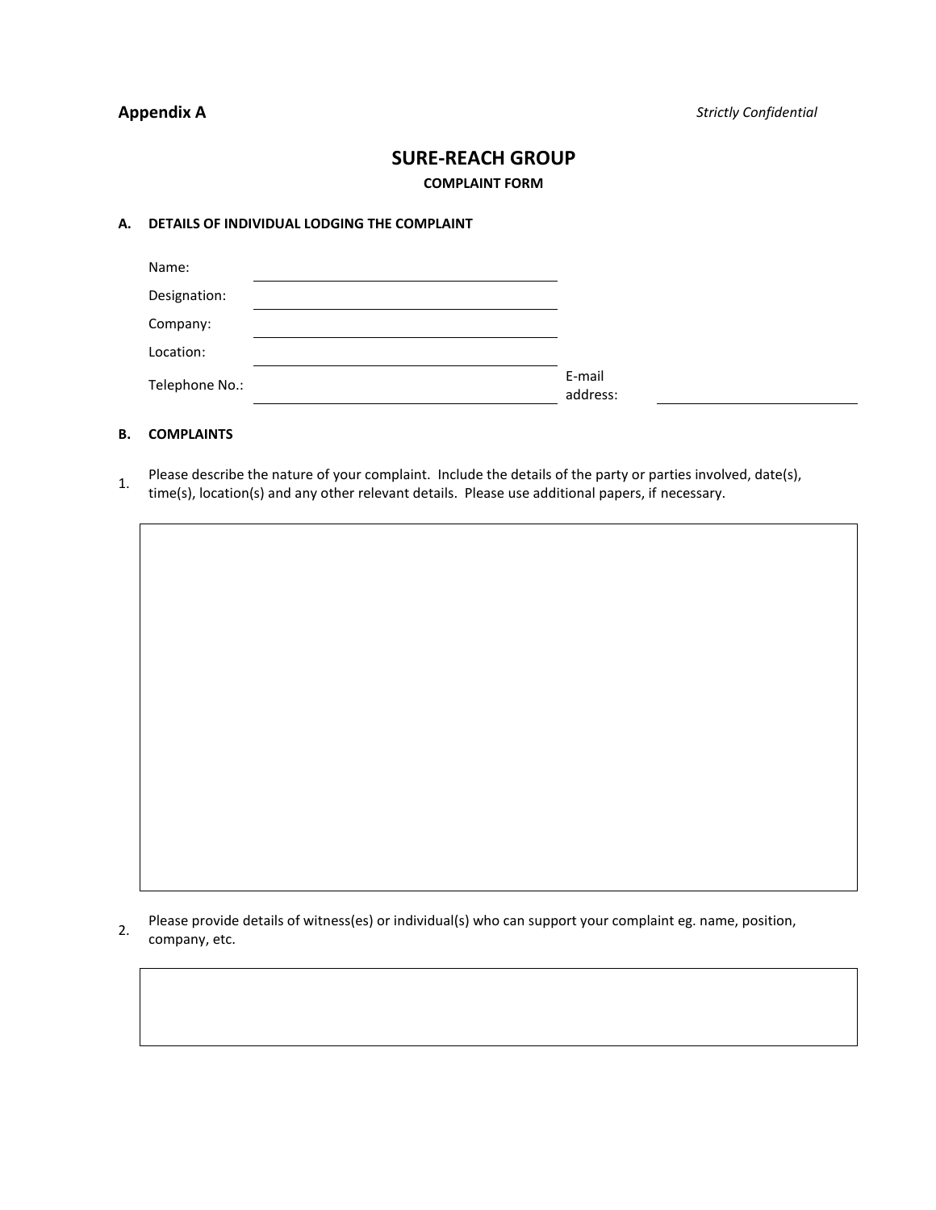**Appendix A** *Strictly Confidential*

# SURE-REACH GROUP

## COMPLAINT FORM

**A. DETAILS OF INDIVIDUAL LODGING THE COMPLAINT**

Name: ______________________________

Designation: ______________________________

Company: ______________________________

Location: ______________________________

Telephone No.: ______________________________ E-mail address: ____________________

**B. COMPLAINTS**

1. Please describe the nature of your complaint. Include the details of the party or parties involved, date(s), time(s), location(s) and any other relevant details. Please use additional papers, if necessary.

| |
|---|
| |

2. Please provide details of witness(es) or individual(s) who can support your complaint eg. name, position, company, etc.

| |
|---|
| |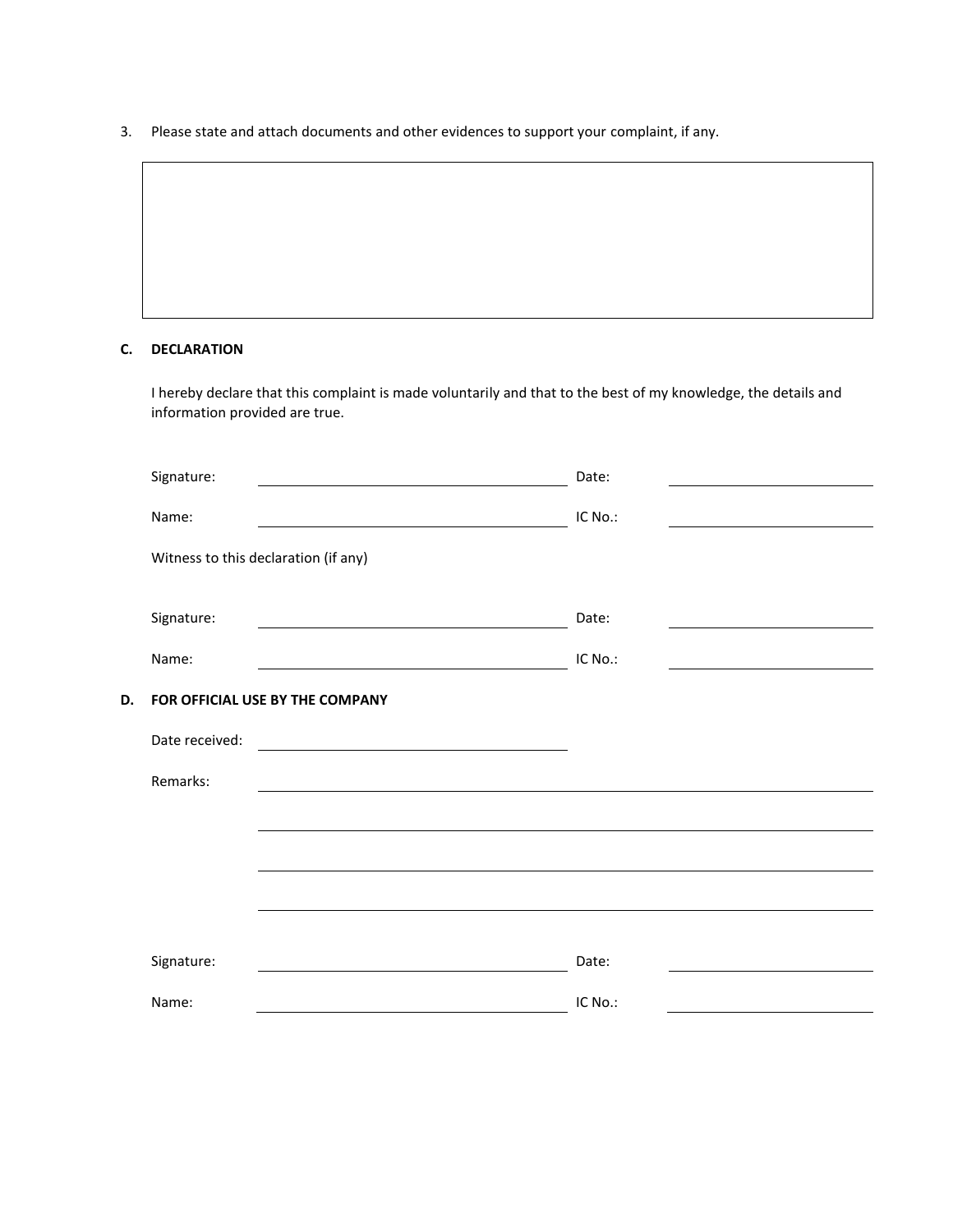3. Please state and attach documents and other evidences to support your complaint, if any.

## C. DECLARATION

I hereby declare that this complaint is made voluntarily and that to the best of my knowledge, the details and information provided are true.

Signature: ____________________ Date: ____________________

Name: ____________________ IC No.: ____________________

Witness to this declaration (if any)

Signature: ____________________ Date: ____________________

Name: ____________________ IC No.: ____________________

## D. FOR OFFICIAL USE BY THE COMPANY

Date received: ____________________

Remarks: ____________________

____________________

____________________

____________________

Signature: ____________________ Date: ____________________

Name: ____________________ IC No.: ____________________